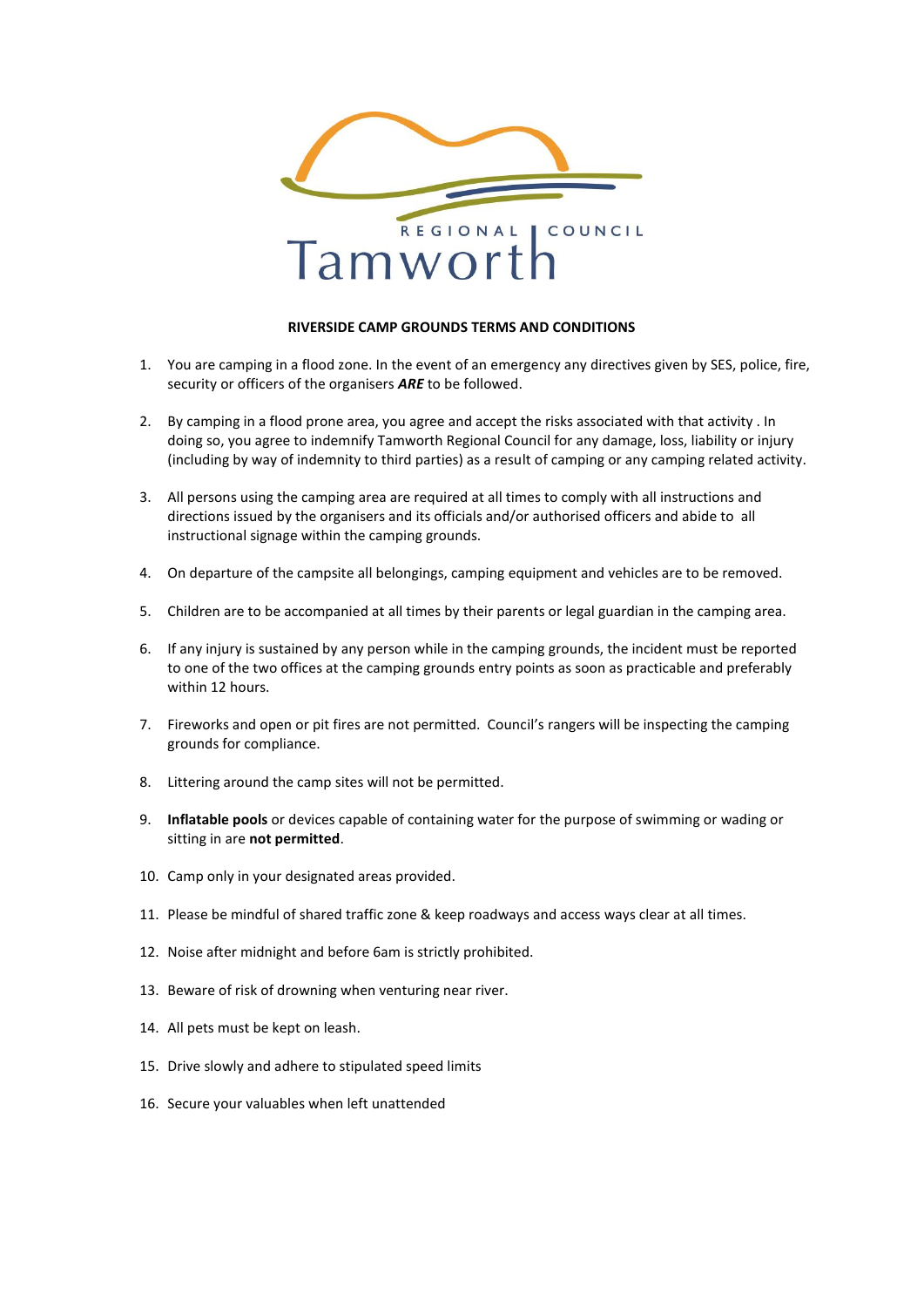Tamworth REGIONAL COUNCIL

**RIVERSIDE CAMP GROUNDS TERMS AND CONDITIONS**

1. You are camping in a flood zone. In the event of an emergency any directives given by SES, police, fire, security or officers of the organisers ***ARE*** to be followed.

2. By camping in a flood prone area, you agree and accept the risks associated with that activity . In doing so, you agree to indemnify Tamworth Regional Council for any damage, loss, liability or injury (including by way of indemnity to third parties) as a result of camping or any camping related activity.

3. All persons using the camping area are required at all times to comply with all instructions and directions issued by the organisers and its officials and/or authorised officers and abide to all instructional signage within the camping grounds.

4. On departure of the campsite all belongings, camping equipment and vehicles are to be removed.

5. Children are to be accompanied at all times by their parents or legal guardian in the camping area.

6. If any injury is sustained by any person while in the camping grounds, the incident must be reported to one of the two offices at the camping grounds entry points as soon as practicable and preferably within 12 hours.

7. Fireworks and open or pit fires are not permitted. Council's rangers will be inspecting the camping grounds for compliance.

8. Littering around the camp sites will not be permitted.

9. **Inflatable pools** or devices capable of containing water for the purpose of swimming or wading or sitting in are **not permitted**.

10. Camp only in your designated areas provided.

11. Please be mindful of shared traffic zone & keep roadways and access ways clear at all times.

12. Noise after midnight and before 6am is strictly prohibited.

13. Beware of risk of drowning when venturing near river.

14. All pets must be kept on leash.

15. Drive slowly and adhere to stipulated speed limits

16. Secure your valuables when left unattended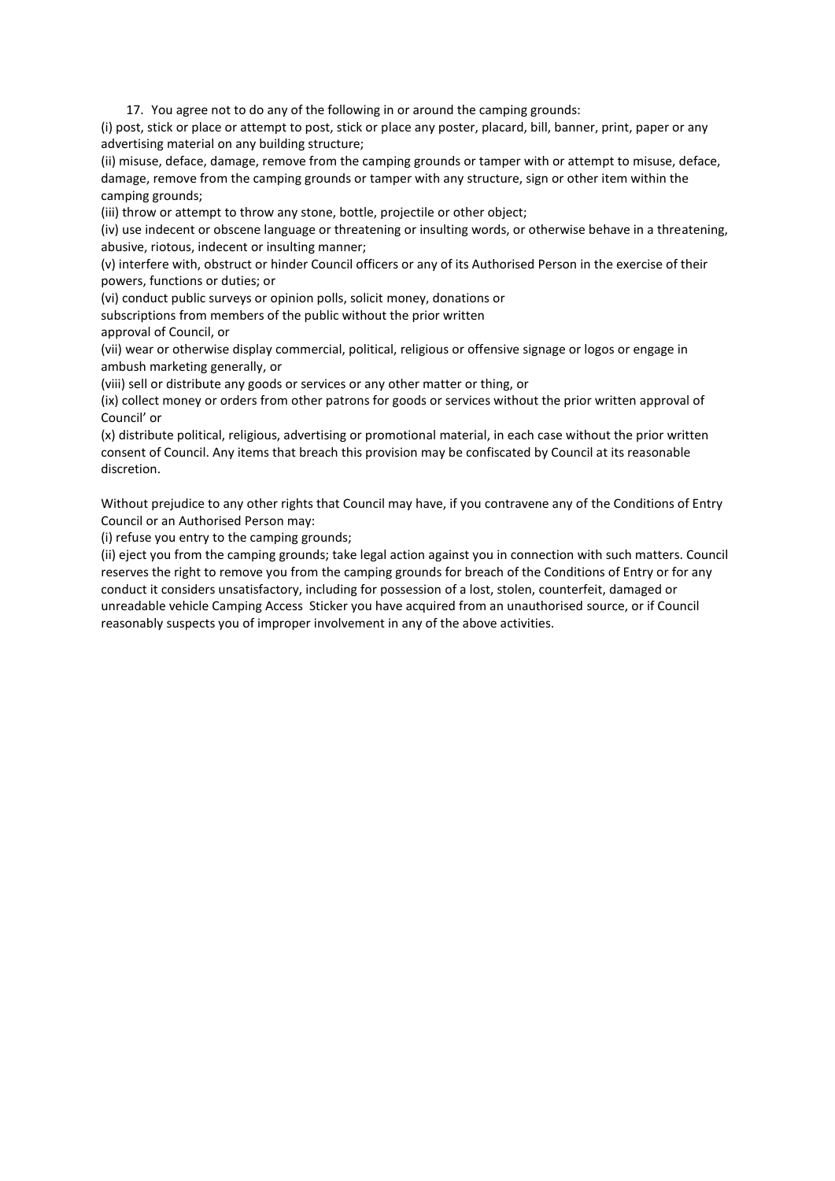17. You agree not to do any of the following in or around the camping grounds:

(i) post, stick or place or attempt to post, stick or place any poster, placard, bill, banner, print, paper or any advertising material on any building structure;

(ii) misuse, deface, damage, remove from the camping grounds or tamper with or attempt to misuse, deface, damage, remove from the camping grounds or tamper with any structure, sign or other item within the camping grounds;

(iii) throw or attempt to throw any stone, bottle, projectile or other object;

(iv) use indecent or obscene language or threatening or insulting words, or otherwise behave in a threatening, abusive, riotous, indecent or insulting manner;

(v) interfere with, obstruct or hinder Council officers or any of its Authorised Person in the exercise of their powers, functions or duties; or

(vi) conduct public surveys or opinion polls, solicit money, donations or subscriptions from members of the public without the prior written approval of Council, or

(vii) wear or otherwise display commercial, political, religious or offensive signage or logos or engage in ambush marketing generally, or

(viii) sell or distribute any goods or services or any other matter or thing, or

(ix) collect money or orders from other patrons for goods or services without the prior written approval of Council' or

(x) distribute political, religious, advertising or promotional material, in each case without the prior written consent of Council. Any items that breach this provision may be confiscated by Council at its reasonable discretion.

Without prejudice to any other rights that Council may have, if you contravene any of the Conditions of Entry Council or an Authorised Person may:

(i) refuse you entry to the camping grounds;

(ii) eject you from the camping grounds; take legal action against you in connection with such matters. Council reserves the right to remove you from the camping grounds for breach of the Conditions of Entry or for any conduct it considers unsatisfactory, including for possession of a lost, stolen, counterfeit, damaged or unreadable vehicle Camping Access Sticker you have acquired from an unauthorised source, or if Council reasonably suspects you of improper involvement in any of the above activities.